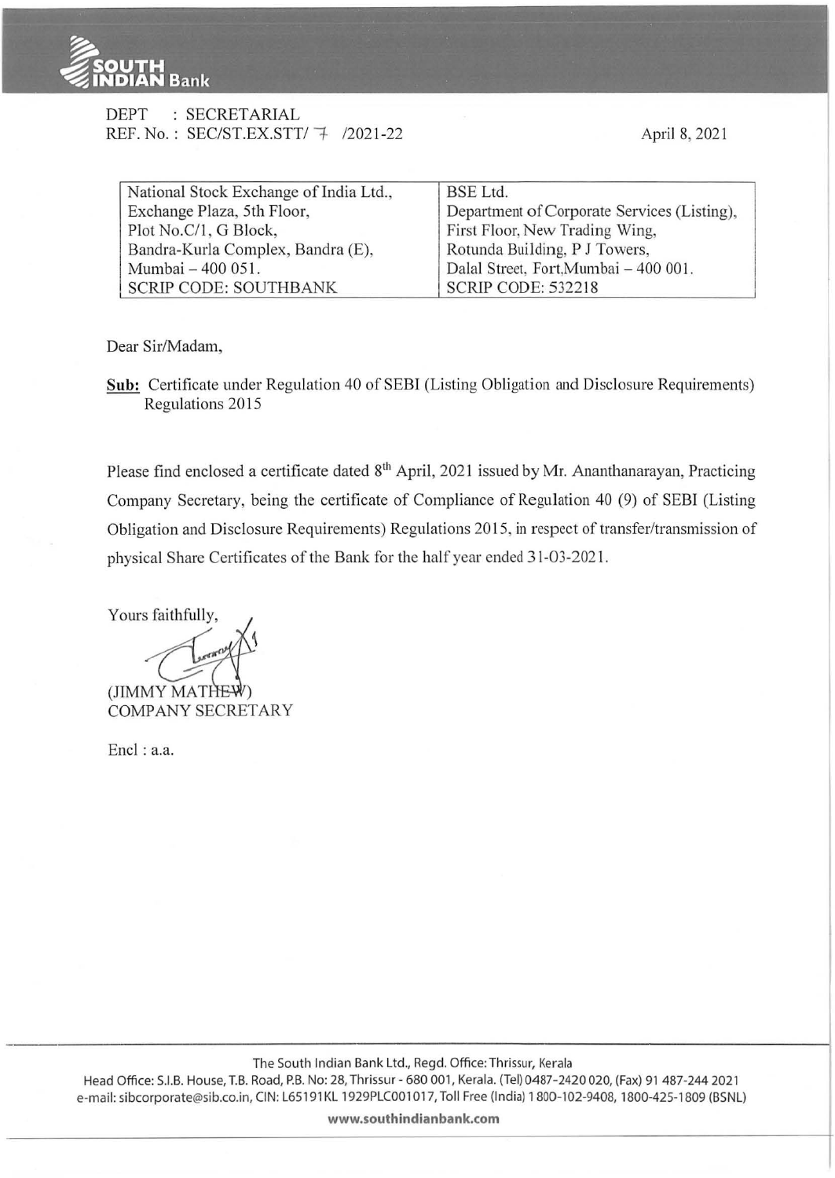DEPT : SECRETARIAL
REF. No. : SEC/ST.EX.STT/ 7 /2021-22

April 8, 2021

| National Stock Exchange of India Ltd., | BSE Ltd. |
|---|---|
| Exchange Plaza, 5th Floor, | Department of Corporate Services (Listing), |
| Plot No.C/1, G Block, | First Floor, New Trading Wing, |
| Bandra-Kurla Complex, Bandra (E), | Rotunda Building, P J Towers, |
| Mumbai – 400 051. | Dalal Street, Fort,Mumbai – 400 001. |
| SCRIP CODE: SOUTHBANK | SCRIP CODE: 532218 |

Dear Sir/Madam,

**Sub:** Certificate under Regulation 40 of SEBI (Listing Obligation and Disclosure Requirements) Regulations 2015

Please find enclosed a certificate dated 8th April, 2021 issued by Mr. Ananthanarayan, Practicing Company Secretary, being the certificate of Compliance of Regulation 40 (9) of SEBI (Listing Obligation and Disclosure Requirements) Regulations 2015, in respect of transfer/transmission of physical Share Certificates of the Bank for the half year ended 31-03-2021.

Yours faithfully,

(JIMMY MATHEW)
COMPANY SECRETARY

Encl : a.a.

The South Indian Bank Ltd., Regd. Office: Thrissur, Kerala
Head Office: S.I.B. House, T.B. Road, P.B. No: 28, Thrissur - 680 001, Kerala. (Tel) 0487-2420 020, (Fax) 91 487-244 2021
e-mail: sibcorporate@sib.co.in, CIN: L65191KL1929PLC001017, Toll Free (India) 1800-102-9408, 1800-425-1809 (BSNL)

www.southindianbank.com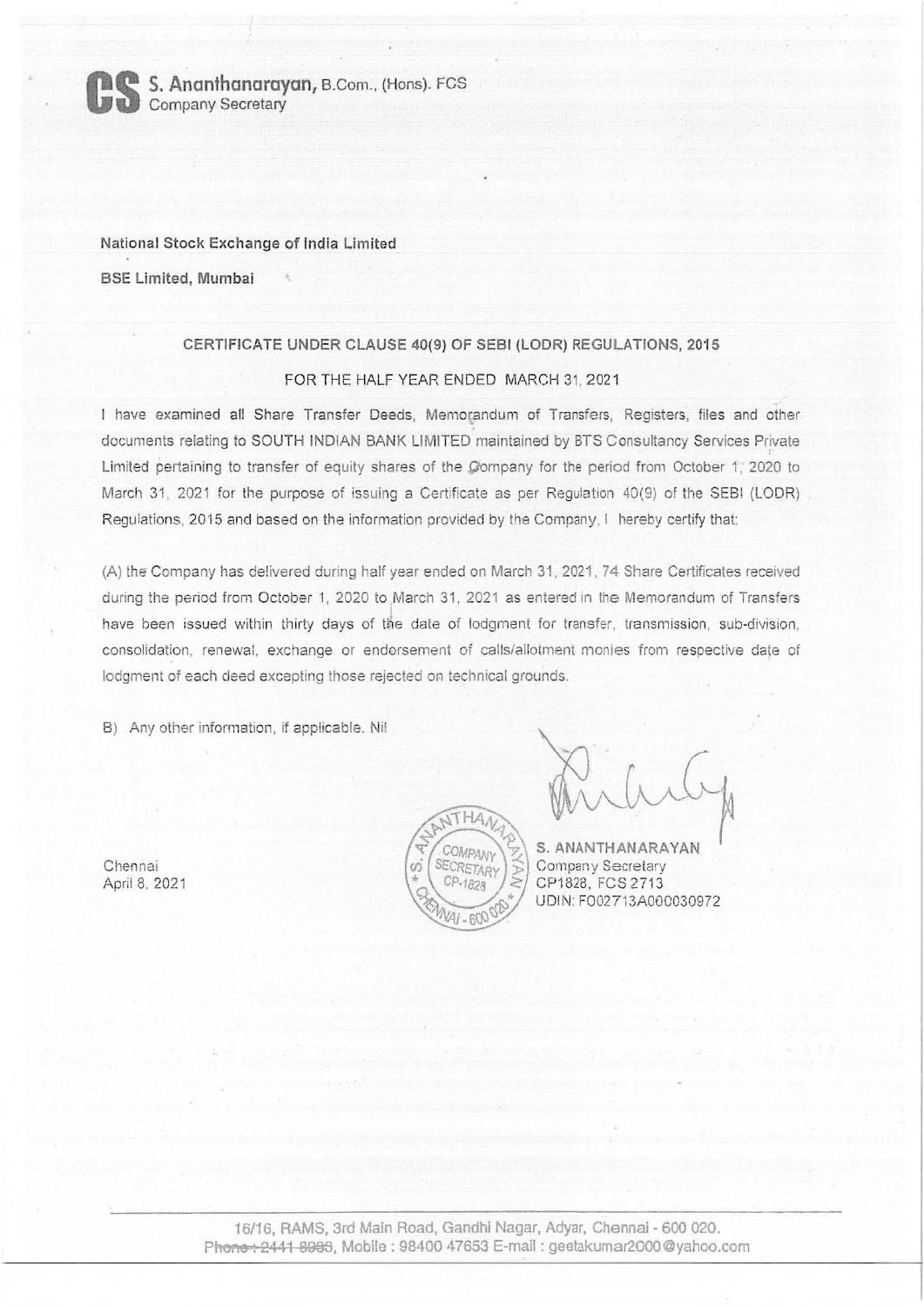**CS S. Ananthanarayan**, B.Com., (Hons). FCS
Company Secretary

National Stock Exchange of India Limited

BSE Limited, Mumbai

CERTIFICATE UNDER CLAUSE 40(9) OF SEBI (LODR) REGULATIONS, 2015

FOR THE HALF YEAR ENDED MARCH 31, 2021

I have examined all Share Transfer Deeds, Memorandum of Transfers, Registers, files and other documents relating to SOUTH INDIAN BANK LIMITED maintained by BTS Consultancy Services Private Limited pertaining to transfer of equity shares of the Company for the period from October 1, 2020 to March 31, 2021 for the purpose of issuing a Certificate as per Regulation 40(9) of the SEBI (LODR) Regulations, 2015 and based on the information provided by the Company, I hereby certify that:

(A) the Company has delivered during half year ended on March 31, 2021, 74 Share Certificates received during the period from October 1, 2020 to March 31, 2021 as entered in the Memorandum of Transfers have been issued within thirty days of the date of lodgment for transfer, transmission, sub-division, consolidation, renewal, exchange or endorsement of calls/allotment monies from respective date of lodgment of each deed excepting those rejected on technical grounds.

B) Any other information, if applicable. Nil

Chennai
April 8, 2021

S. ANANTHANARAYAN
Company Secretary
CP1828, FCS 2713
UDIN: F002713A000030972

16/16, RAMS, 3rd Main Road, Gandhi Nagar, Adyar, Chennai - 600 020.
Phone: 2441 8985, Mobile : 98400 47653 E-mail : geetakumar2000@yahoo.com